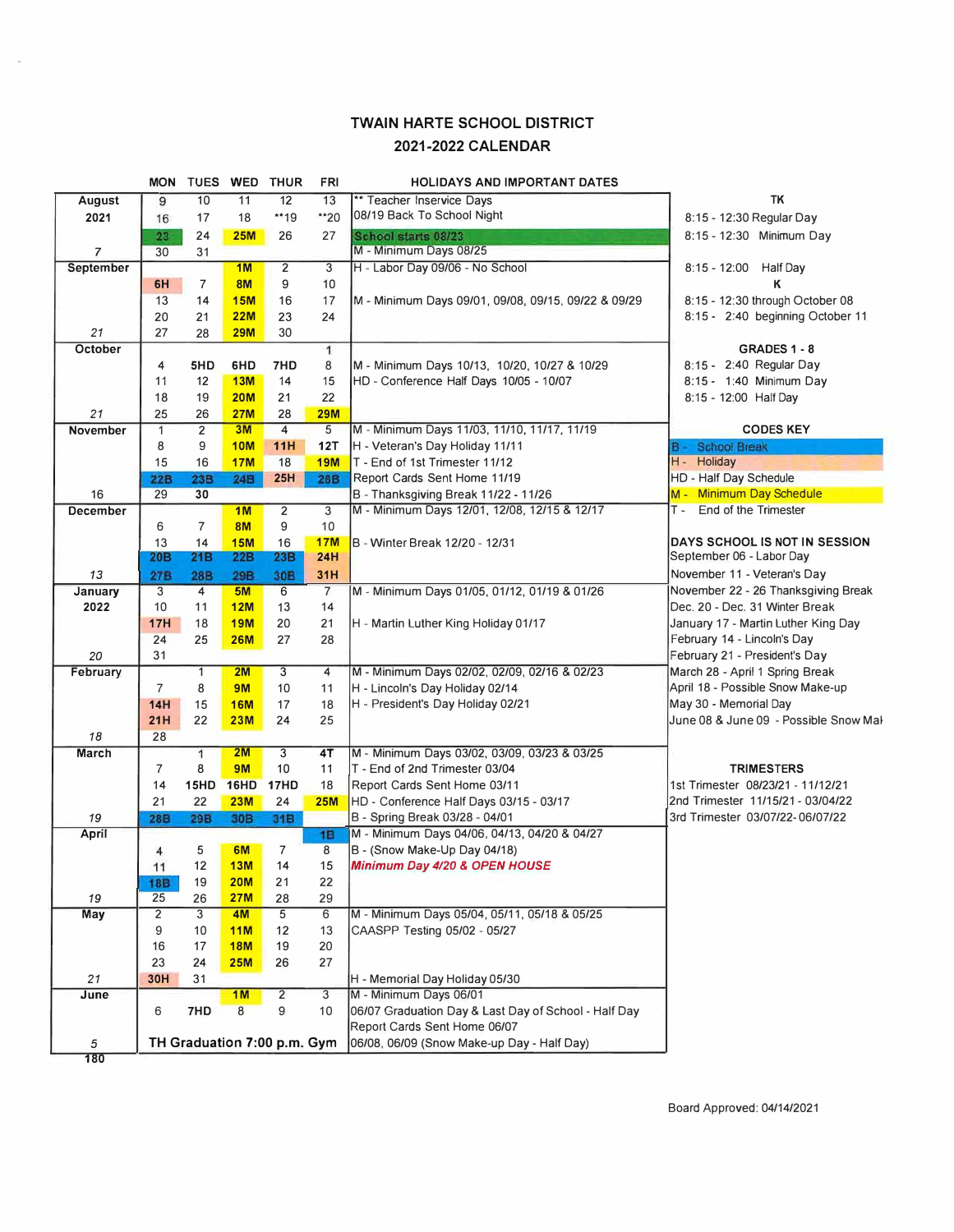# TWAIN HARTE SCHOOL DISTRICT
## 2021-2022 CALENDAR

| | MON | TUES | WED | THUR | FRI | HOLIDAYS AND IMPORTANT DATES |
|---|---|---|---|---|---|---|
| **August 2021** | 9 | 10 | 11 | 12 | 13 | ** Teacher Inservice Days |
| | 16 | 17 | 18 | **19 | **20 | 08/19 Back To School Night |
| | 23 | 24 | **25M** | 26 | 27 | School starts 08/23 |
| *7* | 30 | 31 | | | | M - Minimum Days 08/25 |
| **September** | | | **1M** | 2 | 3 | H - Labor Day 09/06 - No School |
| | **6H** | 7 | **8M** | 9 | 10 | |
| | 13 | 14 | **15M** | 16 | 17 | M - Minimum Days 09/01, 09/08, 09/15, 09/22 & 09/29 |
| | 20 | 21 | **22M** | 23 | 24 | |
| *21* | 27 | 28 | **29M** | 30 | | |
| **October** | | | | | 1 | |
| | 4 | **5HD** | **6HD** | **7HD** | 8 | M - Minimum Days 10/13, 10/20, 10/27 & 10/29 |
| | 11 | 12 | **13M** | 14 | 15 | HD - Conference Half Days 10/05 - 10/07 |
| | 18 | 19 | **20M** | 21 | 22 | |
| *21* | 25 | 26 | **27M** | 28 | **29M** | |
| **November** | 1 | 2 | **3M** | 4 | 5 | M - Minimum Days 11/03, 11/10, 11/17, 11/19 |
| | 8 | 9 | **10M** | **11H** | **12T** | H - Veteran's Day Holiday 11/11 |
| | 15 | 16 | **17M** | 18 | **19M** | T - End of 1st Trimester 11/12 |
| | **22B** | **23B** | **24B** | **25H** | **26B** | Report Cards Sent Home 11/19 |
| *16* | 29 | **30** | | | | B - Thanksgiving Break 11/22 - 11/26 |
| **December** | | | **1M** | 2 | 3 | M - Minimum Days 12/01, 12/08, 12/15 & 12/17 |
| | 6 | 7 | **8M** | 9 | 10 | |
| | 13 | 14 | **15M** | 16 | **17M** | B - Winter Break 12/20 - 12/31 |
| | **20B** | **21B** | **22B** | **23B** | **24H** | |
| *13* | **27B** | **28B** | **29B** | **30B** | **31H** | |
| **January 2022** | 3 | 4 | **5M** | 6 | 7 | M - Minimum Days 01/05, 01/12, 01/19 & 01/26 |
| | 10 | 11 | **12M** | 13 | 14 | |
| | **17H** | 18 | **19M** | 20 | 21 | H - Martin Luther King Holiday 01/17 |
| | 24 | 25 | **26M** | 27 | 28 | |
| *20* | 31 | | | | | |
| **February** | | 1 | **2M** | 3 | 4 | M - Minimum Days 02/02, 02/09, 02/16 & 02/23 |
| | 7 | 8 | **9M** | 10 | 11 | H - Lincoln's Day Holiday 02/14 |
| | **14H** | 15 | **16M** | 17 | 18 | H - President's Day Holiday 02/21 |
| | **21H** | 22 | **23M** | 24 | 25 | |
| *18* | 28 | | | | | |
| **March** | | 1 | **2M** | 3 | **4T** | M - Minimum Days 03/02, 03/09, 03/23 & 03/25 |
| | 7 | 8 | **9M** | 10 | 11 | T - End of 2nd Trimester 03/04 |
| | 14 | **15HD** | **16HD** | **17HD** | 18 | Report Cards Sent Home 03/11 |
| | 21 | 22 | **23M** | 24 | **25M** | HD - Conference Half Days 03/15 - 03/17 |
| *19* | **28B** | **29B** | **30B** | **31B** | | B - Spring Break 03/28 - 04/01 |
| **April** | | | | | **1B** | M - Minimum Days 04/06, 04/13, 04/20 & 04/27 |
| | 4 | 5 | **6M** | 7 | 8 | B - (Snow Make-Up Day 04/18) |
| | 11 | 12 | **13M** | 14 | 15 | ***Minimum Day 4/20 & OPEN HOUSE*** |
| | **18B** | 19 | **20M** | 21 | 22 | |
| *19* | 25 | 26 | **27M** | 28 | 29 | |
| **May** | 2 | 3 | **4M** | 5 | 6 | M - Minimum Days 05/04, 05/11, 05/18 & 05/25 |
| | 9 | 10 | **11M** | 12 | 13 | CAASPP Testing 05/02 - 05/27 |
| | 16 | 17 | **18M** | 19 | 20 | |
| | 23 | 24 | **25M** | 26 | 27 | |
| *21* | **30H** | 31 | | | | H - Memorial Day Holiday 05/30 |
| **June** | | | **1M** | 2 | 3 | M - Minimum Days 06/01 |
| | 6 | **7HD** | 8 | 9 | 10 | 06/07 Graduation Day & Last Day of School - Half Day |
| | | | | | | Report Cards Sent Home 06/07 |
| *5* | **TH Graduation 7:00 p.m. Gym** | | | | | 06/08, 06/09 (Snow Make-up Day - Half Day) |
| **180** | | | | | | |

### TK
8:15 - 12:30 Regular Day
8:15 - 12:30 Minimum Day
8:15 - 12:00 Half Day

### K
8:15 - 12:30 through October 08
8:15 - 2:40 beginning October 11

### GRADES 1 - 8
8:15 - 2:40 Regular Day
8:15 - 1:40 Minimum Day
8:15 - 12:00 Half Day

### CODES KEY
- B - School Break
- H - Holiday
- HD - Half Day Schedule
- M - Minimum Day Schedule
- T - End of the Trimester

### DAYS SCHOOL IS NOT IN SESSION
September 06 - Labor Day
November 11 - Veteran's Day
November 22 - 26 Thanksgiving Break
Dec. 20 - Dec. 31 Winter Break
January 17 - Martin Luther King Day
February 14 - Lincoln's Day
February 21 - President's Day
March 28 - April 1 Spring Break
April 18 - Possible Snow Make-up
May 30 - Memorial Day
June 08 & June 09 - Possible Snow Mal

### TRIMESTERS
1st Trimester 08/23/21 - 11/12/21
2nd Trimester 11/15/21 - 03/04/22
3rd Trimester 03/07/22 - 06/07/22

Board Approved: 04/14/2021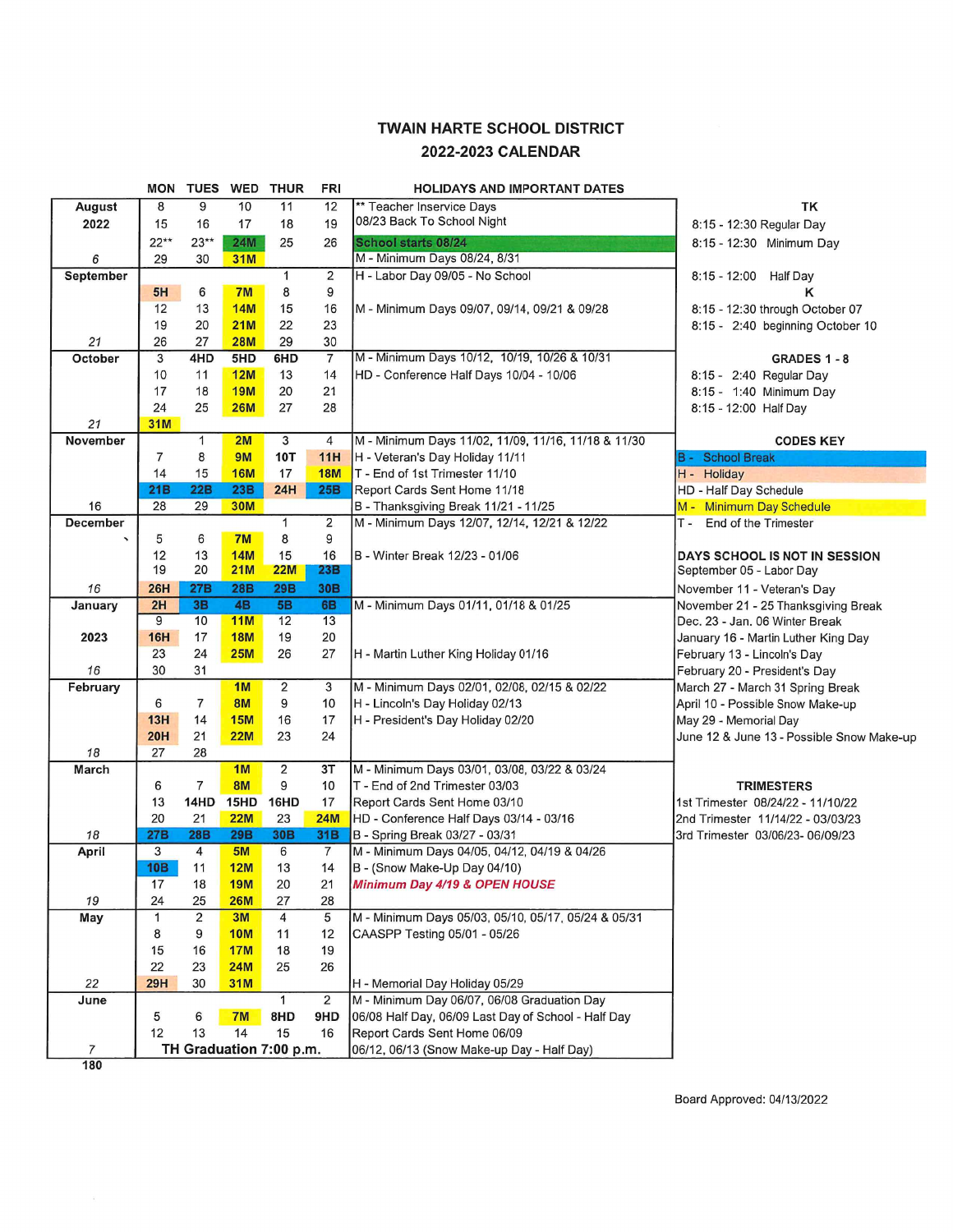# TWAIN HARTE SCHOOL DISTRICT

## 2022-2023 CALENDAR

| | MON | TUES | WED | THUR | FRI | HOLIDAYS AND IMPORTANT DATES |
|---|---|---|---|---|---|---|
| **August** | 8 | 9 | 10 | 11 | 12 | ** Teacher Inservice Days |
| **2022** | 15 | 16 | 17 | 18 | 19 | 08/23 Back To School Night |
| | 22** | 23** | 24M | 25 | 26 | School starts 08/24 |
| 6 | 29 | 30 | 31M | | | M - Minimum Days 08/24, 8/31 |
| **September** | | | | 1 | 2 | H - Labor Day 09/05 - No School |
| | 5H | 6 | 7M | 8 | 9 | |
| | 12 | 13 | 14M | 15 | 16 | M - Minimum Days 09/07, 09/14, 09/21 & 09/28 |
| | 19 | 20 | 21M | 22 | 23 | |
| 21 | 26 | 27 | 28M | 29 | 30 | |
| **October** | 3 | 4HD | 5HD | 6HD | 7 | M - Minimum Days 10/12, 10/19, 10/26 & 10/31 |
| | 10 | 11 | 12M | 13 | 14 | HD - Conference Half Days 10/04 - 10/06 |
| | 17 | 18 | 19M | 20 | 21 | |
| | 24 | 25 | 26M | 27 | 28 | |
| 21 | 31M | | | | | |
| **November** | | 1 | 2M | 3 | 4 | M - Minimum Days 11/02, 11/09, 11/16, 11/18 & 11/30 |
| | 7 | 8 | 9M | 10T | 11H | H - Veteran's Day Holiday 11/11 |
| | 14 | 15 | 16M | 17 | 18M | T - End of 1st Trimester 11/10 |
| | 21B | 22B | 23B | 24H | 25B | Report Cards Sent Home 11/18 |
| 16 | 28 | 29 | 30M | | | B - Thanksgiving Break 11/21 - 11/25 |
| **December** | | | | 1 | 2 | M - Minimum Days 12/07, 12/14, 12/21 & 12/22 |
| | 5 | 6 | 7M | 8 | 9 | |
| | 12 | 13 | 14M | 15 | 16 | B - Winter Break 12/23 - 01/06 |
| | 19 | 20 | 21M | 22M | 23B | |
| 16 | 26H | 27B | 28B | 29B | 30B | |
| **January** | 2H | 3B | 4B | 5B | 6B | M - Minimum Days 01/11, 01/18 & 01/25 |
| | 9 | 10 | 11M | 12 | 13 | |
| **2023** | 16H | 17 | 18M | 19 | 20 | |
| | 23 | 24 | 25M | 26 | 27 | H - Martin Luther King Holiday 01/16 |
| 16 | 30 | 31 | | | | |
| **February** | | | 1M | 2 | 3 | M - Minimum Days 02/01, 02/08, 02/15 & 02/22 |
| | 6 | 7 | 8M | 9 | 10 | H - Lincoln's Day Holiday 02/13 |
| | 13H | 14 | 15M | 16 | 17 | H - President's Day Holiday 02/20 |
| | 20H | 21 | 22M | 23 | 24 | |
| 18 | 27 | 28 | | | | |
| **March** | | | 1M | 2 | 3T | M - Minimum Days 03/01, 03/08, 03/22 & 03/24 |
| | 6 | 7 | 8M | 9 | 10 | T - End of 2nd Trimester 03/03 |
| | 13 | 14HD | 15HD | 16HD | 17 | Report Cards Sent Home 03/10 |
| | 20 | 21 | 22M | 23 | 24M | HD - Conference Half Days 03/14 - 03/16 |
| 18 | 27B | 28B | 29B | 30B | 31B | B - Spring Break 03/27 - 03/31 |
| **April** | 3 | 4 | 5M | 6 | 7 | M - Minimum Days 04/05, 04/12, 04/19 & 04/26 |
| | 10B | 11 | 12M | 13 | 14 | B - (Snow Make-Up Day 04/10) |
| | 17 | 18 | 19M | 20 | 21 | ***Minimum Day 4/19 & OPEN HOUSE*** |
| 19 | 24 | 25 | 26M | 27 | 28 | |
| **May** | 1 | 2 | 3M | 4 | 5 | M - Minimum Days 05/03, 05/10, 05/17, 05/24 & 05/31 |
| | 8 | 9 | 10M | 11 | 12 | CAASPP Testing 05/01 - 05/26 |
| | 15 | 16 | 17M | 18 | 19 | |
| | 22 | 23 | 24M | 25 | 26 | |
| 22 | 29H | 30 | 31M | | | H - Memorial Day Holiday 05/29 |
| **June** | | | | 1 | 2 | M - Minimum Day 06/07, 06/08 Graduation Day |
| | 5 | 6 | 7M | 8HD | 9HD | 06/08 Half Day, 06/09 Last Day of School - Half Day |
| | 12 | 13 | 14 | 15 | 16 | Report Cards Sent Home 06/09 |
| 7 | **TH Graduation 7:00 p.m.** | | | | | 06/12, 06/13 (Snow Make-up Day - Half Day) |
| **180** | | | | | | |

### TK

8:15 - 12:30 Regular Day
8:15 - 12:30 Minimum Day
8:15 - 12:00 Half Day

### K

8:15 - 12:30 through October 07
8:15 - 2:40 beginning October 10

### GRADES 1 - 8

8:15 - 2:40 Regular Day
8:15 - 1:40 Minimum Day
8:15 - 12:00 Half Day

### CODES KEY

B - School Break
H - Holiday
HD - Half Day Schedule
M - Minimum Day Schedule
T - End of the Trimester

### DAYS SCHOOL IS NOT IN SESSION

September 05 - Labor Day
November 11 - Veteran's Day
November 21 - 25 Thanksgiving Break
Dec. 23 - Jan. 06 Winter Break
January 16 - Martin Luther King Day
February 13 - Lincoln's Day
February 20 - President's Day
March 27 - March 31 Spring Break
April 10 - Possible Snow Make-up
May 29 - Memorial Day
June 12 & June 13 - Possible Snow Make-up

### TRIMESTERS

1st Trimester 08/24/22 - 11/10/22
2nd Trimester 11/14/22 - 03/03/23
3rd Trimester 03/06/23- 06/09/23

Board Approved: 04/13/2022